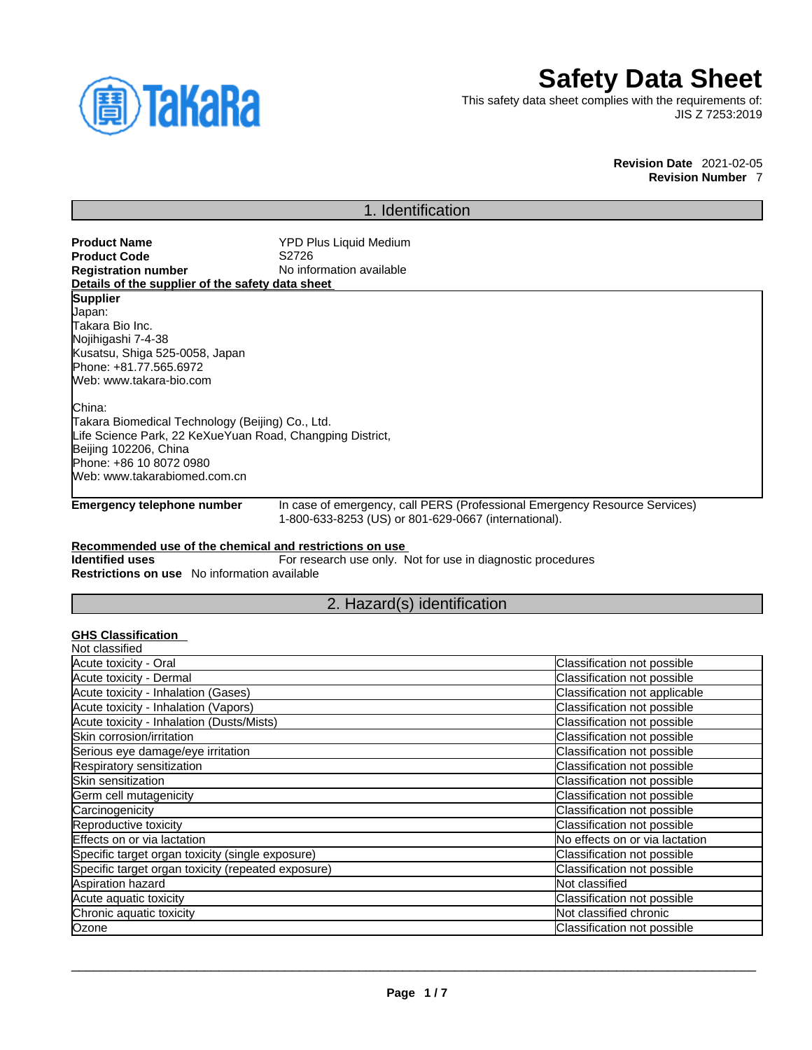# Safety Data Sheet

This safety data sheet complies with the requirements of:
JIS Z 7253:2019

**Revision Date** 2021-02-05
**Revision Number** 7

## 1. Identification

**Product Name** YPD Plus Liquid Medium
**Product Code** S2726
**Registration number** No information available

**Details of the supplier of the safety data sheet**

**Supplier**
Japan:
Takara Bio Inc.
Nojihigashi 7-4-38
Kusatsu, Shiga 525-0058, Japan
Phone: +81.77.565.6972
Web: www.takara-bio.com

China:
Takara Biomedical Technology (Beijing) Co., Ltd.
Life Science Park, 22 KeXueYuan Road, Changping District,
Beijing 102206, China
Phone: +86 10 8072 0980
Web: www.takarabiomed.com.cn

**Emergency telephone number** In case of emergency, call PERS (Professional Emergency Resource Services) 1-800-633-8253 (US) or 801-629-0667 (international).

**Recommended use of the chemical and restrictions on use**
**Identified uses** For research use only. Not for use in diagnostic procedures
**Restrictions on use** No information available

## 2. Hazard(s) identification

**GHS Classification**
Not classified

| Hazard | Classification |
| --- | --- |
| Acute toxicity - Oral | Classification not possible |
| Acute toxicity - Dermal | Classification not possible |
| Acute toxicity - Inhalation (Gases) | Classification not applicable |
| Acute toxicity - Inhalation (Vapors) | Classification not possible |
| Acute toxicity - Inhalation (Dusts/Mists) | Classification not possible |
| Skin corrosion/irritation | Classification not possible |
| Serious eye damage/eye irritation | Classification not possible |
| Respiratory sensitization | Classification not possible |
| Skin sensitization | Classification not possible |
| Germ cell mutagenicity | Classification not possible |
| Carcinogenicity | Classification not possible |
| Reproductive toxicity | Classification not possible |
| Effects on or via lactation | No effects on or via lactation |
| Specific target organ toxicity (single exposure) | Classification not possible |
| Specific target organ toxicity (repeated exposure) | Classification not possible |
| Aspiration hazard | Not classified |
| Acute aquatic toxicity | Classification not possible |
| Chronic aquatic toxicity | Not classified chronic |
| Ozone | Classification not possible |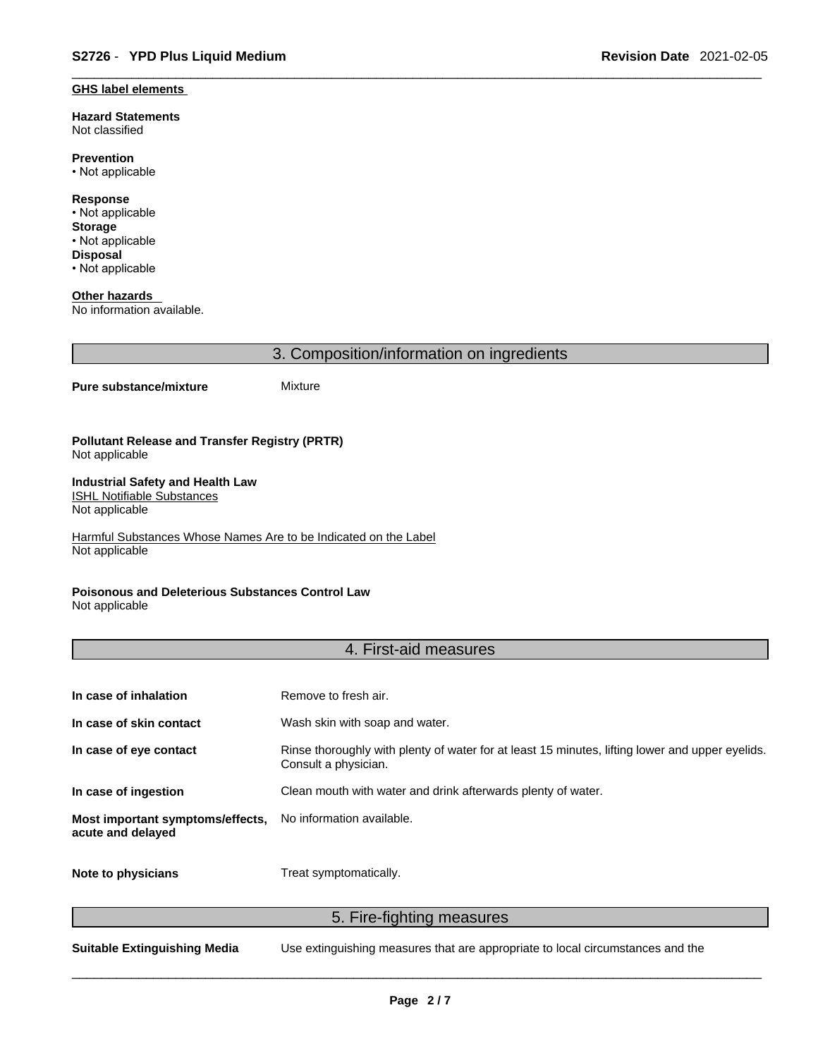**GHS label elements**

**Hazard Statements**
Not classified

**Prevention**
• Not applicable

**Response**
• Not applicable

**Storage**
• Not applicable

**Disposal**
• Not applicable

**Other hazards**
No information available.

## 3. Composition/information on ingredients

**Pure substance/mixture** Mixture

**Pollutant Release and Transfer Registry (PRTR)**
Not applicable

**Industrial Safety and Health Law**
ISHL Notifiable Substances
Not applicable

Harmful Substances Whose Names Are to be Indicated on the Label
Not applicable

**Poisonous and Deleterious Substances Control Law**
Not applicable

## 4. First-aid measures

| | |
|---|---|
| **In case of inhalation** | Remove to fresh air. |
| **In case of skin contact** | Wash skin with soap and water. |
| **In case of eye contact** | Rinse thoroughly with plenty of water for at least 15 minutes, lifting lower and upper eyelids. Consult a physician. |
| **In case of ingestion** | Clean mouth with water and drink afterwards plenty of water. |
| **Most important symptoms/effects, acute and delayed** | No information available. |
| **Note to physicians** | Treat symptomatically. |

## 5. Fire-fighting measures

**Suitable Extinguishing Media** Use extinguishing measures that are appropriate to local circumstances and the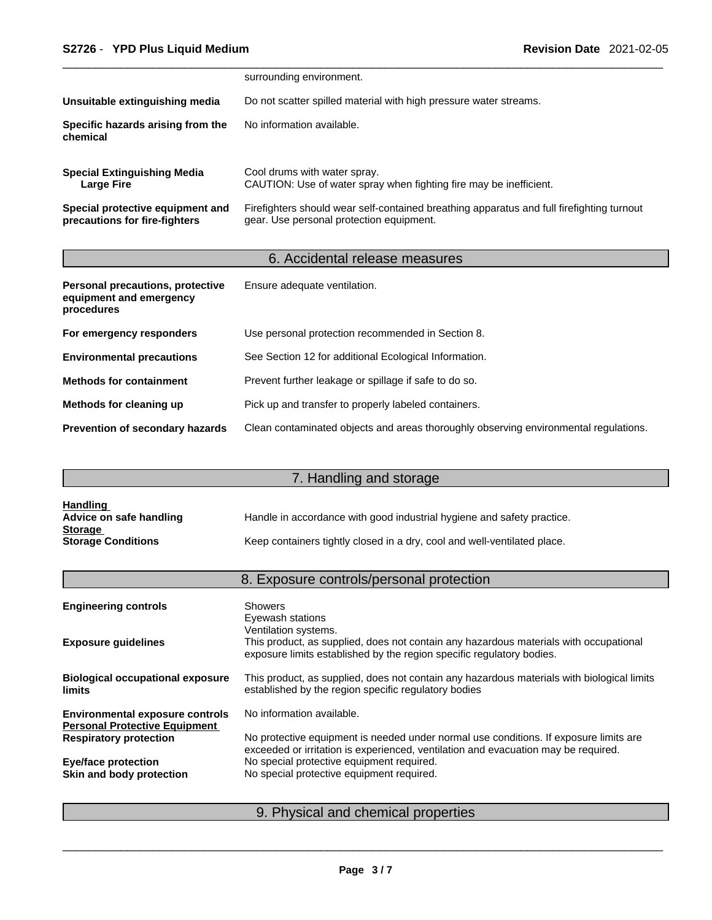surrounding environment.

| | |
|---|---|
| **Unsuitable extinguishing media** | Do not scatter spilled material with high pressure water streams. |
| **Specific hazards arising from the chemical** | No information available. |
| **Special Extinguishing Media**<br>**Large Fire** | Cool drums with water spray.<br>CAUTION: Use of water spray when fighting fire may be inefficient. |
| **Special protective equipment and precautions for fire-fighters** | Firefighters should wear self-contained breathing apparatus and full firefighting turnout gear. Use personal protection equipment. |

## 6. Accidental release measures

| | |
|---|---|
| **Personal precautions, protective equipment and emergency procedures** | Ensure adequate ventilation. |
| **For emergency responders** | Use personal protection recommended in Section 8. |
| **Environmental precautions** | See Section 12 for additional Ecological Information. |
| **Methods for containment** | Prevent further leakage or spillage if safe to do so. |
| **Methods for cleaning up** | Pick up and transfer to properly labeled containers. |
| **Prevention of secondary hazards** | Clean contaminated objects and areas thoroughly observing environmental regulations. |

## 7. Handling and storage

**Handling**

| | |
|---|---|
| **Advice on safe handling** | Handle in accordance with good industrial hygiene and safety practice. |

**Storage**

| | |
|---|---|
| **Storage Conditions** | Keep containers tightly closed in a dry, cool and well-ventilated place. |

## 8. Exposure controls/personal protection

| | |
|---|---|
| **Engineering controls** | Showers<br>Eyewash stations<br>Ventilation systems. |
| **Exposure guidelines** | This product, as supplied, does not contain any hazardous materials with occupational exposure limits established by the region specific regulatory bodies. |
| **Biological occupational exposure limits** | This product, as supplied, does not contain any hazardous materials with biological limits established by the region specific regulatory bodies |
| **Environmental exposure controls** | No information available. |

**Personal Protective Equipment**

| | |
|---|---|
| **Respiratory protection** | No protective equipment is needed under normal use conditions. If exposure limits are exceeded or irritation is experienced, ventilation and evacuation may be required. |
| **Eye/face protection** | No special protective equipment required. |
| **Skin and body protection** | No special protective equipment required. |

## 9. Physical and chemical properties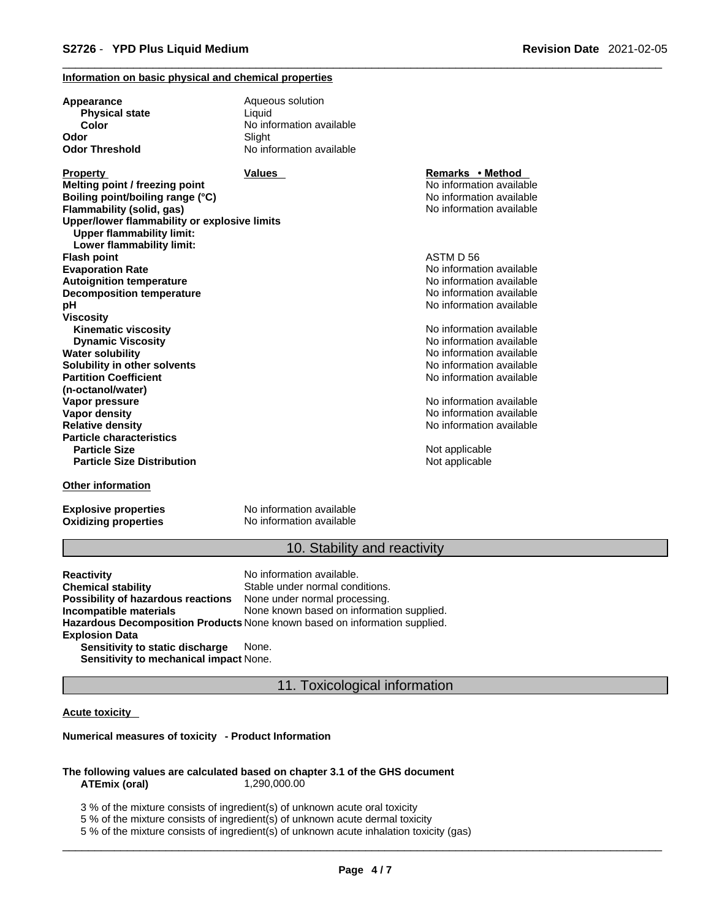**Information on basic physical and chemical properties**

| | |
|---|---|
| **Appearance** | Aqueous solution |
| **Physical state** | Liquid |
| **Color** | No information available |
| **Odor** | Slight |
| **Odor Threshold** | No information available |

| **Property** | **Values** | **Remarks • Method** |
|---|---|---|
| **Melting point / freezing point** | | No information available |
| **Boiling point/boiling range (°C)** | | No information available |
| **Flammability (solid, gas)** | | No information available |
| **Upper/lower flammability or explosive limits** | | |
| **Upper flammability limit:** | | |
| **Lower flammability limit:** | | |
| **Flash point** | | ASTM D 56 |
| **Evaporation Rate** | | No information available |
| **Autoignition temperature** | | No information available |
| **Decomposition temperature** | | No information available |
| **pH** | | No information available |
| **Viscosity** | | |
| **Kinematic viscosity** | | No information available |
| **Dynamic Viscosity** | | No information available |
| **Water solubility** | | No information available |
| **Solubility in other solvents** | | No information available |
| **Partition Coefficient (n-octanol/water)** | | No information available |
| **Vapor pressure** | | No information available |
| **Vapor density** | | No information available |
| **Relative density** | | No information available |
| **Particle characteristics** | | |
| **Particle Size** | | Not applicable |
| **Particle Size Distribution** | | Not applicable |

**Other information**

| | |
|---|---|
| **Explosive properties** | No information available |
| **Oxidizing properties** | No information available |

## 10. Stability and reactivity

| | |
|---|---|
| **Reactivity** | No information available. |
| **Chemical stability** | Stable under normal conditions. |
| **Possibility of hazardous reactions** | None under normal processing. |
| **Incompatible materials** | None known based on information supplied. |
| **Hazardous Decomposition Products** | None known based on information supplied. |

**Explosion Data**

| | |
|---|---|
| **Sensitivity to static discharge** | None. |
| **Sensitivity to mechanical impact** | None. |

## 11. Toxicological information

**Acute toxicity**

**Numerical measures of toxicity - Product Information**

**The following values are calculated based on chapter 3.1 of the GHS document**

**ATEmix (oral)** 1,290,000.00

3 % of the mixture consists of ingredient(s) of unknown acute oral toxicity
5 % of the mixture consists of ingredient(s) of unknown acute dermal toxicity
5 % of the mixture consists of ingredient(s) of unknown acute inhalation toxicity (gas)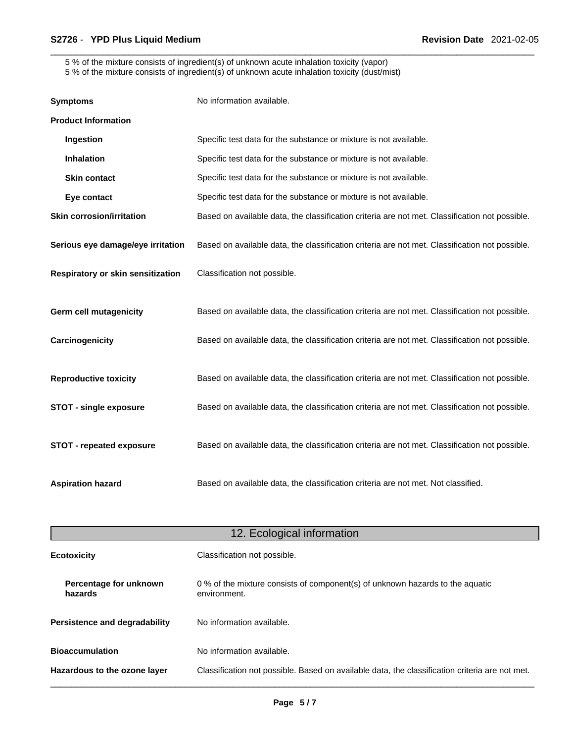5 % of the mixture consists of ingredient(s) of unknown acute inhalation toxicity (vapor)
5 % of the mixture consists of ingredient(s) of unknown acute inhalation toxicity (dust/mist)

| | |
|---|---|
| **Symptoms** | No information available. |
| **Product Information** | |
| **Ingestion** | Specific test data for the substance or mixture is not available. |
| **Inhalation** | Specific test data for the substance or mixture is not available. |
| **Skin contact** | Specific test data for the substance or mixture is not available. |
| **Eye contact** | Specific test data for the substance or mixture is not available. |
| **Skin corrosion/irritation** | Based on available data, the classification criteria are not met. Classification not possible. |
| **Serious eye damage/eye irritation** | Based on available data, the classification criteria are not met. Classification not possible. |
| **Respiratory or skin sensitization** | Classification not possible. |
| **Germ cell mutagenicity** | Based on available data, the classification criteria are not met. Classification not possible. |
| **Carcinogenicity** | Based on available data, the classification criteria are not met. Classification not possible. |
| **Reproductive toxicity** | Based on available data, the classification criteria are not met. Classification not possible. |
| **STOT - single exposure** | Based on available data, the classification criteria are not met. Classification not possible. |
| **STOT - repeated exposure** | Based on available data, the classification criteria are not met. Classification not possible. |
| **Aspiration hazard** | Based on available data, the classification criteria are not met. Not classified. |

## 12. Ecological information

| | |
|---|---|
| **Ecotoxicity** | Classification not possible. |
| **Percentage for unknown hazards** | 0 % of the mixture consists of component(s) of unknown hazards to the aquatic environment. |
| **Persistence and degradability** | No information available. |
| **Bioaccumulation** | No information available. |
| **Hazardous to the ozone layer** | Classification not possible. Based on available data, the classification criteria are not met. |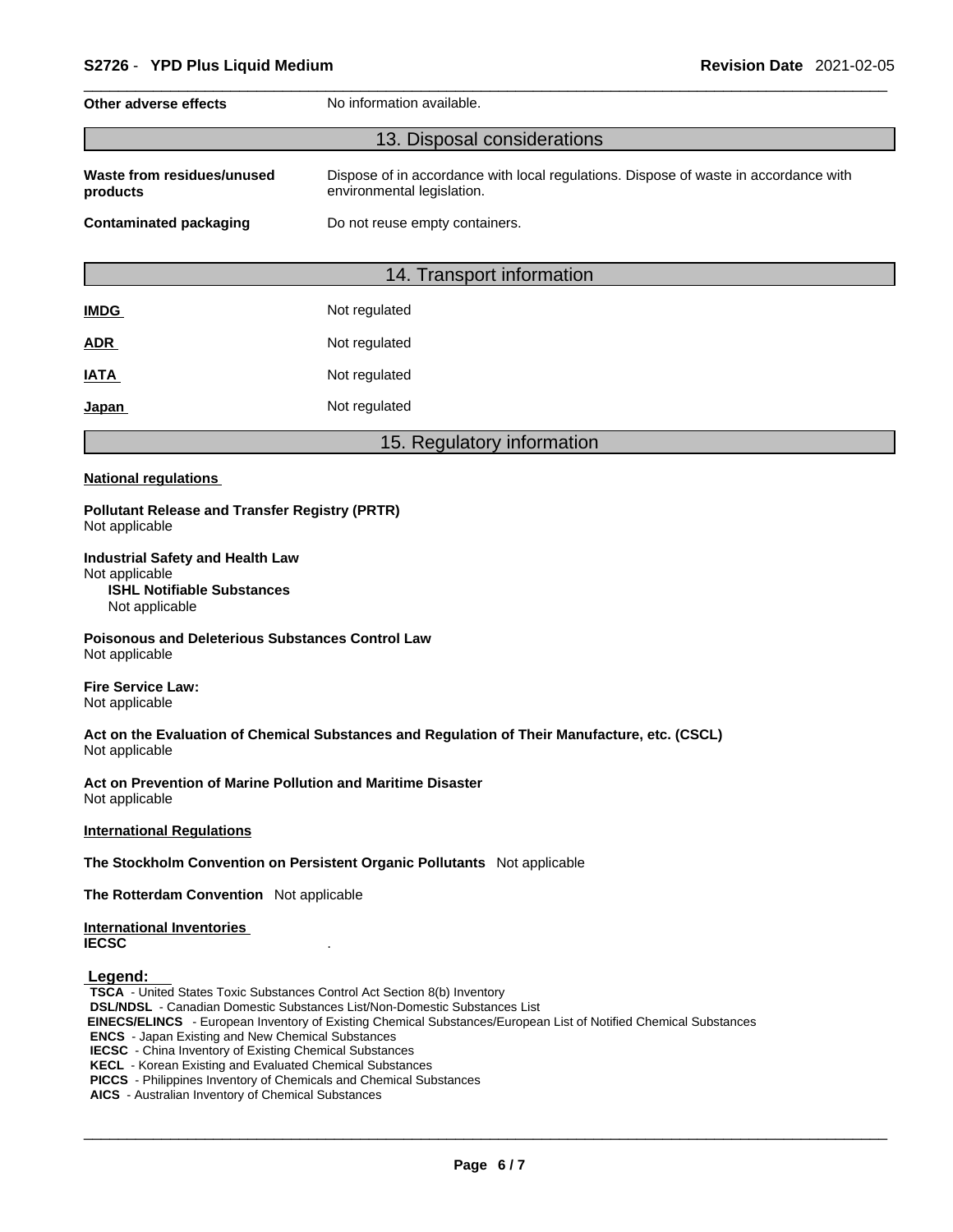| | |
|---|---|
| **Other adverse effects** | No information available. |

## 13. Disposal considerations

| | |
|---|---|
| **Waste from residues/unused products** | Dispose of in accordance with local regulations. Dispose of waste in accordance with environmental legislation. |
| **Contaminated packaging** | Do not reuse empty containers. |

## 14. Transport information

| | |
|---|---|
| **IMDG** | Not regulated |
| **ADR** | Not regulated |
| **IATA** | Not regulated |
| **Japan** | Not regulated |

## 15. Regulatory information

**National regulations**

**Pollutant Release and Transfer Registry (PRTR)**
Not applicable

**Industrial Safety and Health Law**
Not applicable

**ISHL Notifiable Substances**
Not applicable

**Poisonous and Deleterious Substances Control Law**
Not applicable

**Fire Service Law:**
Not applicable

**Act on the Evaluation of Chemical Substances and Regulation of Their Manufacture, etc. (CSCL)**
Not applicable

**Act on Prevention of Marine Pollution and Maritime Disaster**
Not applicable

**International Regulations**

**The Stockholm Convention on Persistent Organic Pollutants** Not applicable

**The Rotterdam Convention** Not applicable

**International Inventories**

**IECSC** .

**Legend:**

**TSCA** - United States Toxic Substances Control Act Section 8(b) Inventory
**DSL/NDSL** - Canadian Domestic Substances List/Non-Domestic Substances List
**EINECS/ELINCS** - European Inventory of Existing Chemical Substances/European List of Notified Chemical Substances
**ENCS** - Japan Existing and New Chemical Substances
**IECSC** - China Inventory of Existing Chemical Substances
**KECL** - Korean Existing and Evaluated Chemical Substances
**PICCS** - Philippines Inventory of Chemicals and Chemical Substances
**AICS** - Australian Inventory of Chemical Substances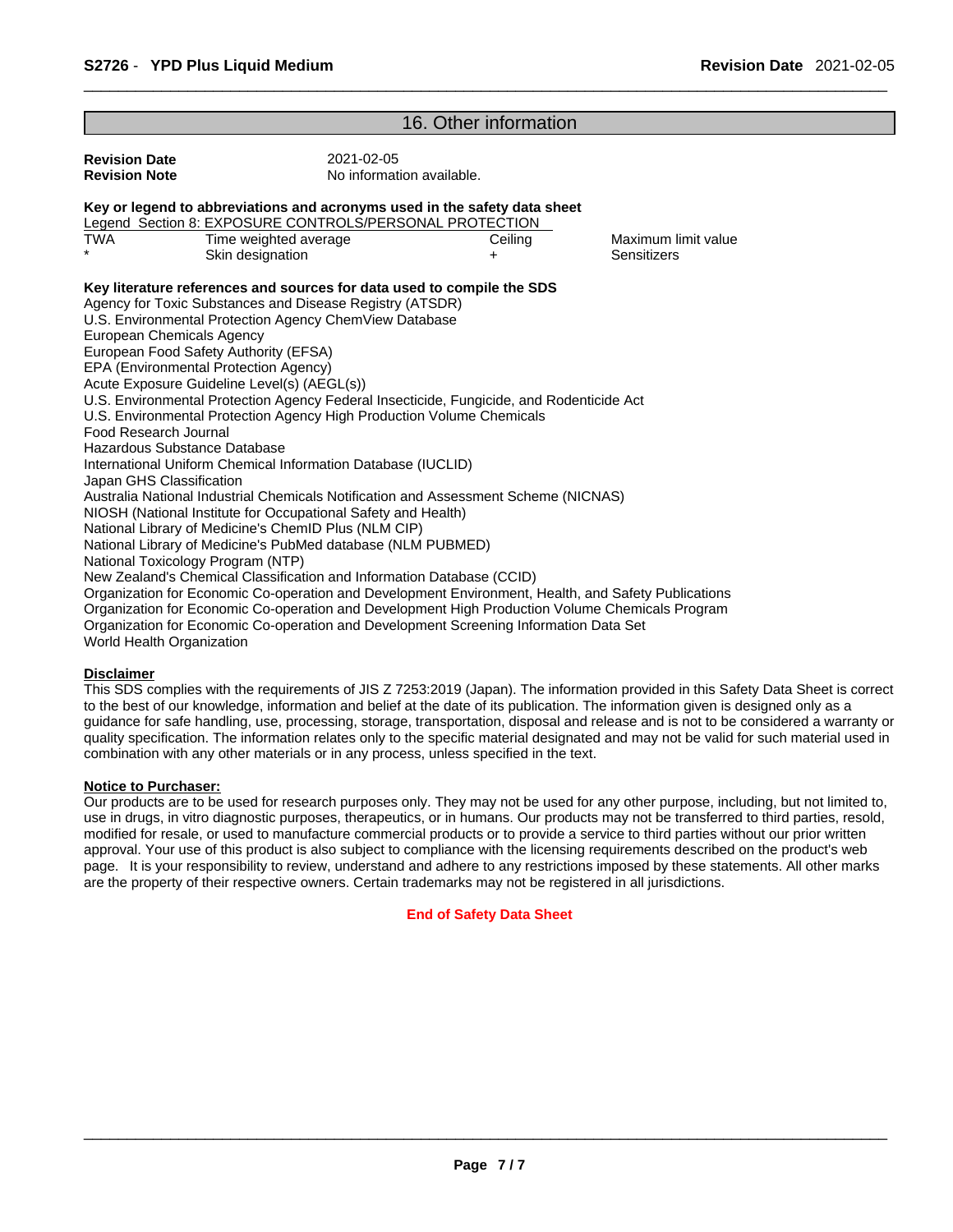## 16. Other information

**Revision Date** 2021-02-05
**Revision Note** No information available.

**Key or legend to abbreviations and acronyms used in the safety data sheet**

Legend Section 8: EXPOSURE CONTROLS/PERSONAL PROTECTION

| | | | |
|---|---|---|---|
| TWA | Time weighted average | Ceiling | Maximum limit value |
| * | Skin designation | + | Sensitizers |

**Key literature references and sources for data used to compile the SDS**

Agency for Toxic Substances and Disease Registry (ATSDR)
U.S. Environmental Protection Agency ChemView Database
European Chemicals Agency
European Food Safety Authority (EFSA)
EPA (Environmental Protection Agency)
Acute Exposure Guideline Level(s) (AEGL(s))
U.S. Environmental Protection Agency Federal Insecticide, Fungicide, and Rodenticide Act
U.S. Environmental Protection Agency High Production Volume Chemicals
Food Research Journal
Hazardous Substance Database
International Uniform Chemical Information Database (IUCLID)
Japan GHS Classification
Australia National Industrial Chemicals Notification and Assessment Scheme (NICNAS)
NIOSH (National Institute for Occupational Safety and Health)
National Library of Medicine's ChemID Plus (NLM CIP)
National Library of Medicine's PubMed database (NLM PUBMED)
National Toxicology Program (NTP)
New Zealand's Chemical Classification and Information Database (CCID)
Organization for Economic Co-operation and Development Environment, Health, and Safety Publications
Organization for Economic Co-operation and Development High Production Volume Chemicals Program
Organization for Economic Co-operation and Development Screening Information Data Set
World Health Organization

**Disclaimer**

This SDS complies with the requirements of JIS Z 7253:2019 (Japan). The information provided in this Safety Data Sheet is correct to the best of our knowledge, information and belief at the date of its publication. The information given is designed only as a guidance for safe handling, use, processing, storage, transportation, disposal and release and is not to be considered a warranty or quality specification. The information relates only to the specific material designated and may not be valid for such material used in combination with any other materials or in any process, unless specified in the text.

**Notice to Purchaser:**

Our products are to be used for research purposes only. They may not be used for any other purpose, including, but not limited to, use in drugs, in vitro diagnostic purposes, therapeutics, or in humans. Our products may not be transferred to third parties, resold, modified for resale, or used to manufacture commercial products or to provide a service to third parties without our prior written approval. Your use of this product is also subject to compliance with the licensing requirements described on the product's web page. It is your responsibility to review, understand and adhere to any restrictions imposed by these statements. All other marks are the property of their respective owners. Certain trademarks may not be registered in all jurisdictions.

**End of Safety Data Sheet**